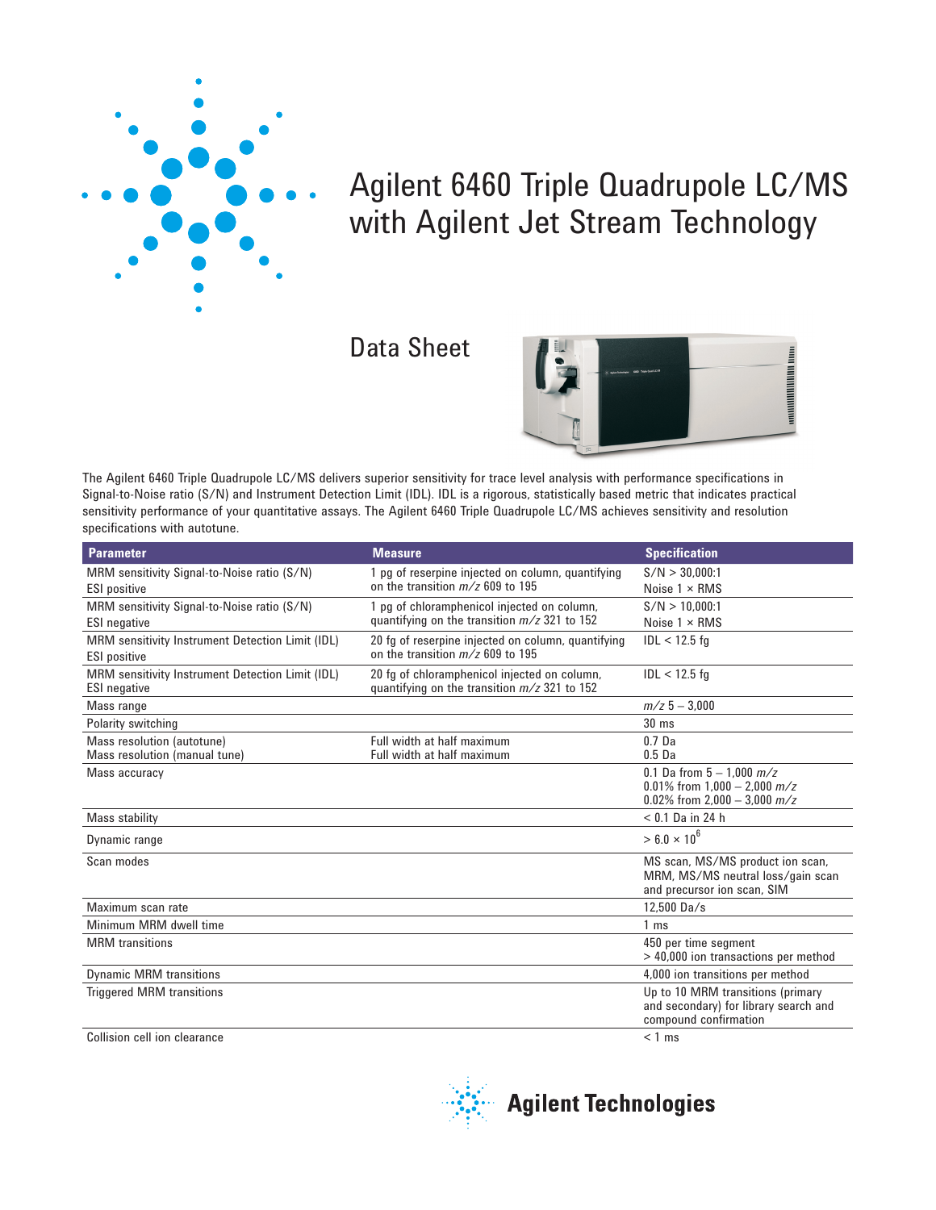# Agilent 6460 Triple Quadrupole LC/MS with Agilent Jet Stream Technology

## Data Sheet

The Agilent 6460 Triple Quadrupole LC/MS delivers superior sensitivity for trace level analysis with performance specifications in Signal-to-Noise ratio (S/N) and Instrument Detection Limit (IDL). IDL is a rigorous, statistically based metric that indicates practical sensitivity performance of your quantitative assays. The Agilent 6460 Triple Quadrupole LC/MS achieves sensitivity and resolution specifications with autotune.

| Parameter | Measure | Specification |
|---|---|---|
| MRM sensitivity Signal-to-Noise ratio (S/N) ESI positive | 1 pg of reserpine injected on column, quantifying on the transition *m/z* 609 to 195 | S/N > 30,000:1<br>Noise 1 × RMS |
| MRM sensitivity Signal-to-Noise ratio (S/N) ESI negative | 1 pg of chloramphenicol injected on column, quantifying on the transition *m/z* 321 to 152 | S/N > 10,000:1<br>Noise 1 × RMS |
| MRM sensitivity Instrument Detection Limit (IDL) ESI positive | 20 fg of reserpine injected on column, quantifying on the transition *m/z* 609 to 195 | IDL < 12.5 fg |
| MRM sensitivity Instrument Detection Limit (IDL) ESI negative | 20 fg of chloramphenicol injected on column, quantifying on the transition *m/z* 321 to 152 | IDL < 12.5 fg |
| Mass range | | *m/z* 5 – 3,000 |
| Polarity switching | | 30 ms |
| Mass resolution (autotune)<br>Mass resolution (manual tune) | Full width at half maximum<br>Full width at half maximum | 0.7 Da<br>0.5 Da |
| Mass accuracy | | 0.1 Da from 5 – 1,000 *m/z*<br>0.01% from 1,000 – 2,000 *m/z*<br>0.02% from 2,000 – 3,000 *m/z* |
| Mass stability | | < 0.1 Da in 24 h |
| Dynamic range | | > $6.0 \times 10^6$ |
| Scan modes | | MS scan, MS/MS product ion scan, MRM, MS/MS neutral loss/gain scan and precursor ion scan, SIM |
| Maximum scan rate | | 12,500 Da/s |
| Minimum MRM dwell time | | 1 ms |
| MRM transitions | | 450 per time segment<br>> 40,000 ion transactions per method |
| Dynamic MRM transitions | | 4,000 ion transitions per method |
| Triggered MRM transitions | | Up to 10 MRM transitions (primary and secondary) for library search and compound confirmation |
| Collision cell ion clearance | | < 1 ms |

Agilent Technologies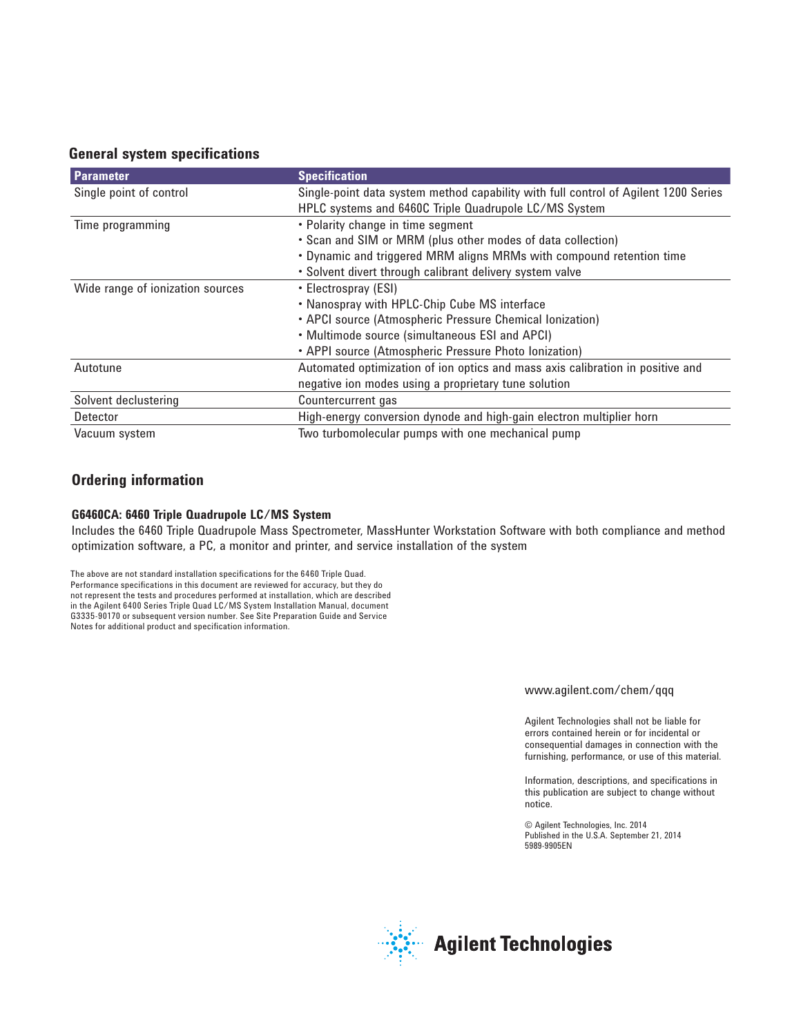## General system specifications

| Parameter | Specification |
|---|---|
| Single point of control | Single-point data system method capability with full control of Agilent 1200 Series HPLC systems and 6460C Triple Quadrupole LC/MS System |
| Time programming | • Polarity change in time segment<br>• Scan and SIM or MRM (plus other modes of data collection)<br>• Dynamic and triggered MRM aligns MRMs with compound retention time<br>• Solvent divert through calibrant delivery system valve |
| Wide range of ionization sources | • Electrospray (ESI)<br>• Nanospray with HPLC-Chip Cube MS interface<br>• APCI source (Atmospheric Pressure Chemical Ionization)<br>• Multimode source (simultaneous ESI and APCI)<br>• APPI source (Atmospheric Pressure Photo Ionization) |
| Autotune | Automated optimization of ion optics and mass axis calibration in positive and negative ion modes using a proprietary tune solution |
| Solvent declustering | Countercurrent gas |
| Detector | High-energy conversion dynode and high-gain electron multiplier horn |
| Vacuum system | Two turbomolecular pumps with one mechanical pump |

## Ordering information

### G6460CA: 6460 Triple Quadrupole LC/MS System

Includes the 6460 Triple Quadrupole Mass Spectrometer, MassHunter Workstation Software with both compliance and method optimization software, a PC, a monitor and printer, and service installation of the system

The above are not standard installation specifications for the 6460 Triple Quad. Performance specifications in this document are reviewed for accuracy, but they do not represent the tests and procedures performed at installation, which are described in the Agilent 6400 Series Triple Quad LC/MS System Installation Manual, document G3335-90170 or subsequent version number. See Site Preparation Guide and Service Notes for additional product and specification information.

www.agilent.com/chem/qqq

Agilent Technologies shall not be liable for errors contained herein or for incidental or consequential damages in connection with the furnishing, performance, or use of this material.

Information, descriptions, and specifications in this publication are subject to change without notice.

© Agilent Technologies, Inc. 2014
Published in the U.S.A. September 21, 2014
5989-9905EN

Agilent Technologies